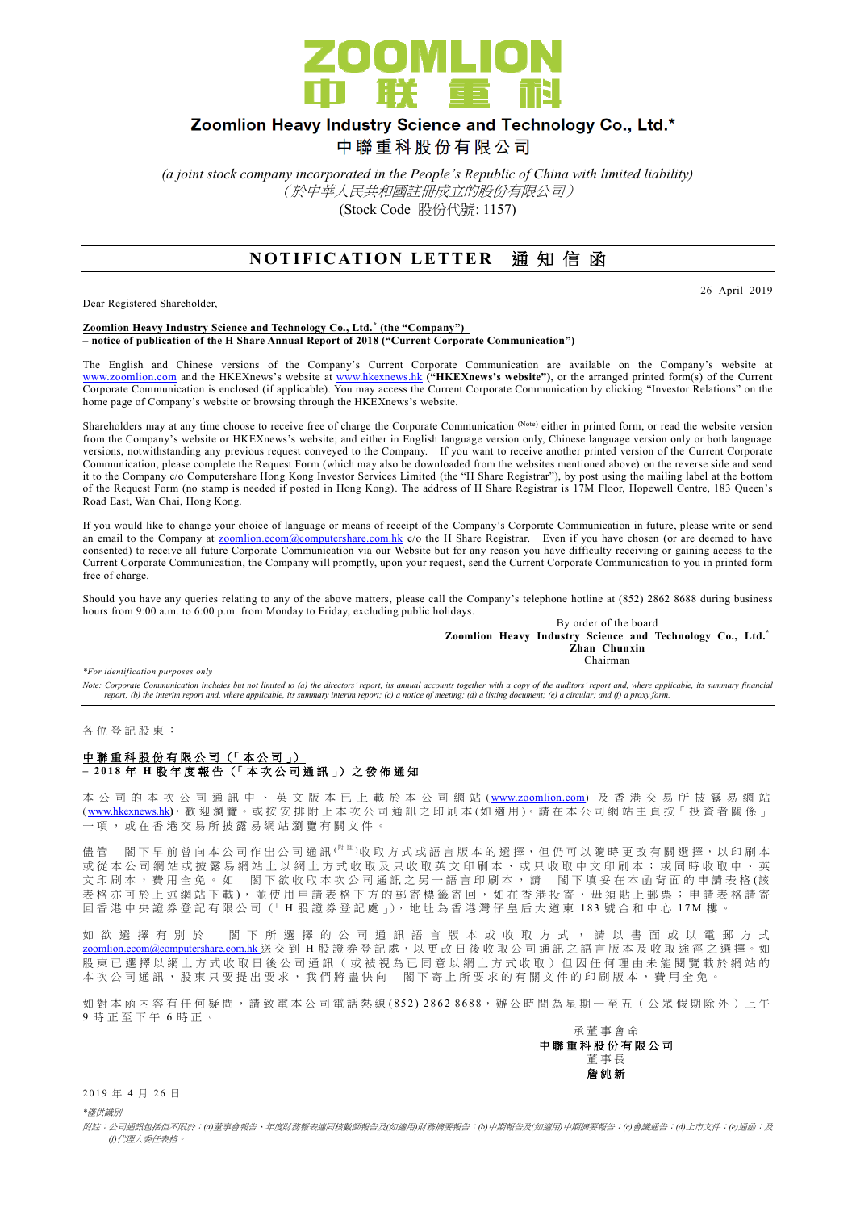# Zoomlion Heavy Industry Science and Technology Co., Ltd.*

# 中聯重科股份有限公司

*(a joint stock company incorporated in the People's Republic of China with limited liability)*

*（於中華人民共和國註冊成立的股份有限公司）*

(Stock Code 股份代號: 1157)

## NOTIFICATION LETTER 通知信函

26 April 2019

Dear Registered Shareholder,

**Zoomlion Heavy Industry Science and Technology Co., Ltd.* (the "Company")**
**– notice of publication of the H Share Annual Report of 2018 ("Current Corporate Communication")**

The English and Chinese versions of the Company's Current Corporate Communication are available on the Company's website at www.zoomlion.com and the HKEXnews's website at www.hkexnews.hk **("HKEXnews's website")**, or the arranged printed form(s) of the Current Corporate Communication is enclosed (if applicable). You may access the Current Corporate Communication by clicking "Investor Relations" on the home page of Company's website or browsing through the HKEXnews's website.

Shareholders may at any time choose to receive free of charge the Corporate Communication (Note) either in printed form, or read the website version from the Company's website or HKEXnews's website; and either in English language version only, Chinese language version only or both language versions, notwithstanding any previous request conveyed to the Company. If you want to receive another printed version of the Current Corporate Communication, please complete the Request Form (which may also be downloaded from the websites mentioned above) on the reverse side and send it to the Company c/o Computershare Hong Kong Investor Services Limited (the "H Share Registrar"), by post using the mailing label at the bottom of the Request Form (no stamp is needed if posted in Hong Kong). The address of H Share Registrar is 17M Floor, Hopewell Centre, 183 Queen's Road East, Wan Chai, Hong Kong.

If you would like to change your choice of language or means of receipt of the Company's Corporate Communication in future, please write or send an email to the Company at zoomlion.ecom@computershare.com.hk c/o the H Share Registrar. Even if you have chosen (or are deemed to have consented) to receive all future Corporate Communication via our Website but for any reason you have difficulty receiving or gaining access to the Current Corporate Communication, the Company will promptly, upon your request, send the Current Corporate Communication to you in printed form free of charge.

Should you have any queries relating to any of the above matters, please call the Company's telephone hotline at (852) 2862 8688 during business hours from 9:00 a.m. to 6:00 p.m. from Monday to Friday, excluding public holidays.

By order of the board
**Zoomlion Heavy Industry Science and Technology Co., Ltd.***
**Zhan Chunxin**
Chairman

*\*For identification purposes only*

*Note: Corporate Communication includes but not limited to (a) the directors' report, its annual accounts together with a copy of the auditors' report and, where applicable, its summary financial report; (b) the interim report and, where applicable, its summary interim report; (c) a notice of meeting; (d) a listing document; (e) a circular; and (f) a proxy form.*

---

各位登記股東：

**中聯重科股份有限公司（「本公司」）**
**– 2018年H股年度報告（「本次公司通訊」）之發佈通知**

本公司的本次公司通訊中、英文版本已上載於本公司網站(www.zoomlion.com)及香港交易所披露易網站(www.hkexnews.hk)，歡迎瀏覽。或按安排附上本次公司通訊之印刷本(如適用)。請在本公司網站主頁按「投資者關係」一項，或在香港交易所披露易網站瀏覽有關文件。

儘管 閣下早前曾向本公司作出公司通訊(附註)收取方式或語言版本的選擇，但仍可以隨時更改有關選擇，以印刷本或從本公司網站或披露易網站上以網上方式收取及只收取英文印刷本、或只收取中文印刷本；或同時收取中、英文印刷本，費用全免。如 閣下欲收取本次公司通訊之另一語言印刷本，請 閣下填妥在本函背面的申請表格(該表格亦可於上述網站下載)，並使用申請表格下方的郵寄標籤寄回，如在香港投寄，毋須貼上郵票；申請表格請寄回香港中央證券登記有限公司（「H股證券登記處」），地址為香港灣仔皇后大道東183號合和中心17M樓。

如欲選擇有別於 閣下所選擇的公司通訊語言版本或收取方式，請以書面或以電郵方式zoomlion.ecom@computershare.com.hk送交到H股證券登記處，以更改日後收取公司通訊之語言版本及收取途徑之選擇。如股東已選擇以網上方式收取日後公司通訊（或被視為已同意以網上方式收取）但因任何理由未能閱覽載於網站的本次公司通訊，股東只要提出要求，我們將盡快向 閣下寄上所要求的有關文件的印刷版本，費用全免。

如對本函內容有任何疑問，請致電本公司電話熱線(852) 2862 8688，辦公時間為星期一至五（公眾假期除外）上午9時正至下午6時正。

承董事會命
**中聯重科股份有限公司**
董事長
**詹純新**

2019年4月26日

*\*僅供識別*

*附註：公司通訊包括但不限於：(a)董事會報告、年度財務報表連同核數師報告及(如適用)財務摘要報告；(b)中期報告及(如適用)中期摘要報告；(c)會議通告；(d)上市文件；(e)通函；及(f)代理人委任表格。*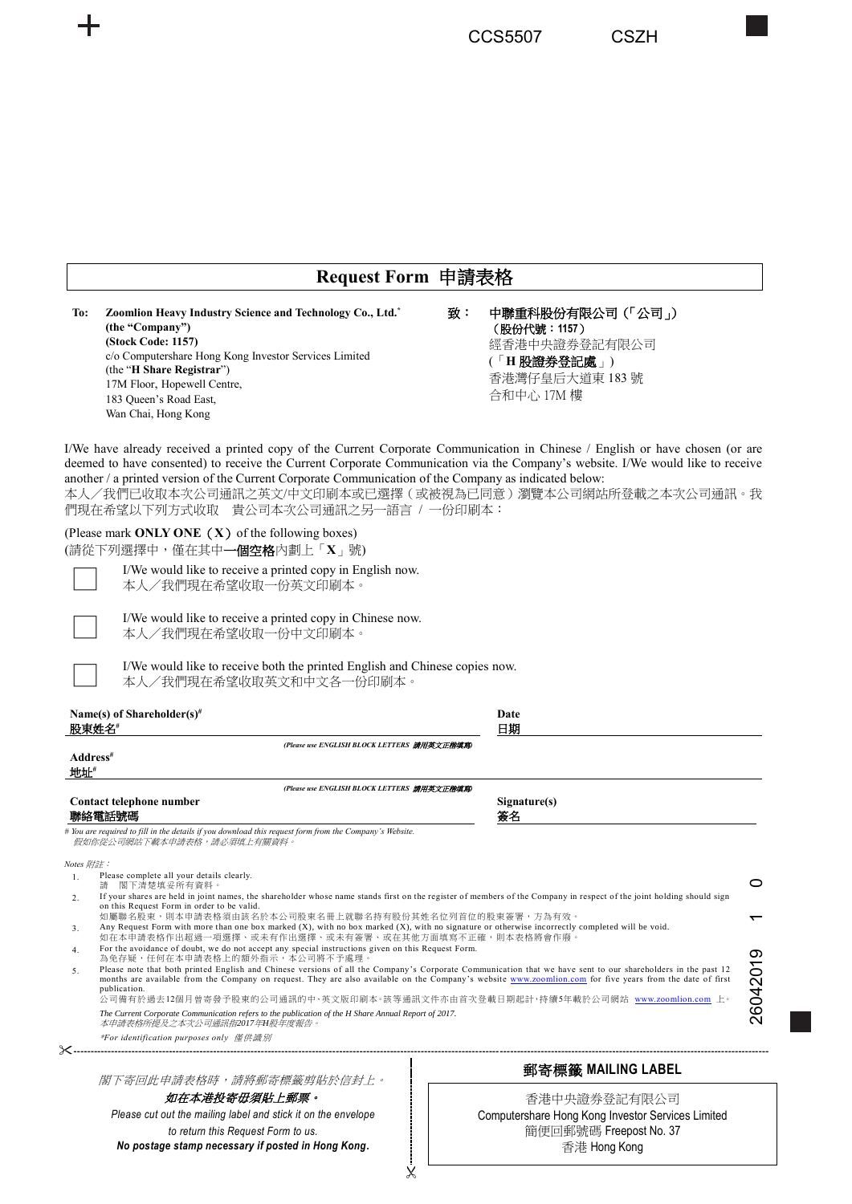# Request Form 申請表格

**To:** **Zoomlion Heavy Industry Science and Technology Co., Ltd.*** **(the "Company")** **(Stock Code: 1157)**
c/o Computershare Hong Kong Investor Services Limited
(the "**H Share Registrar**")
17M Floor, Hopewell Centre,
183 Queen's Road East,
Wan Chai, Hong Kong

**致：** **中聯重科股份有限公司（「公司」）** **（股份代號：1157）**
經香港中央證券登記有限公司
（「**H股證券登記處**」）
香港灣仔皇后大道東183號
合和中心17M樓

I/We have already received a printed copy of the Current Corporate Communication in Chinese / English or have chosen (or are deemed to have consented) to receive the Current Corporate Communication via the Company's website. I/We would like to receive another / a printed version of the Current Corporate Communication of the Company as indicated below:
本人／我們已收取本次公司通訊之英文/中文印刷本或已選擇（或被視為已同意）瀏覽本公司網站所登載之本次公司通訊。我們現在希望以下列方式收取　貴公司本次公司通訊之另一語言 / 一份印刷本：

(Please mark **ONLY ONE** (**X**) of the following boxes)
(請從下列選擇中，僅在其中**一個空格**內劃上「**X**」號)

☐ I/We would like to receive a printed copy in English now.
本人／我們現在希望收取一份英文印刷本。

☐ I/We would like to receive a printed copy in Chinese now.
本人／我們現在希望收取一份中文印刷本。

☐ I/We would like to receive both the printed English and Chinese copies now.
本人／我們現在希望收取英文和中文各一份印刷本。

**Name(s) of Shareholder(s)#** **股東姓名#** ____________________ *(Please use ENGLISH BLOCK LETTERS 請用英文正楷填寫)*

**Date 日期** ____________________

**Address# 地址#** ____________________ *(Please use ENGLISH BLOCK LETTERS 請用英文正楷填寫)*

**Contact telephone number 聯絡電話號碼** ____________________

**Signature(s) 簽名** ____________________

*# You are required to fill in the details if you download this request form from the Company's Website.*
*假如你從公司網站下載本申請表格，請必須填上有關資料。*

*Notes 附註：*

1. Please complete all your details clearly.
   請　閣下清楚填妥所有資料。
2. If your shares are held in joint names, the shareholder whose name stands first on the register of members of the Company in respect of the joint holding should sign on this Request Form in order to be valid.
   如屬聯名股東，則本申請表格須由該名於本公司股東名冊上就聯名持有股份其姓名位列首位的股東簽署，方為有效。
3. Any Request Form with more than one box marked (X), with no box marked (X), with no signature or otherwise incorrectly completed will be void.
   如在本申請表格作出超過一項選擇、或未有作出選擇、或未有簽署、或在其他方面填寫不正確，則本表格將會作廢。
4. For the avoidance of doubt, we do not accept any special instructions given on this Request Form.
   為免存疑，任何在本申請表格上的額外指示，本公司將不予處理。
5. Please note that both printed English and Chinese versions of all the Company's Corporate Communication that we have sent to our shareholders in the past 12 months are available from the Company on request. They are also available on the Company's website www.zoomlion.com for five years from the date of first publication.
   公司備有於過去12個月曾寄發予股東的公司通訊的中、英文版印刷本。該等通訊文件亦由首次登載日期起計，持續5年載於公司網站 www.zoomlion.com 上。

*The Current Corporate Communication refers to the publication of the H Share Annual Report of 2017.*
*本申請表格所提及之本次公司通訊指2017年H股年度報告。*

**For identification purposes only 僅供識別*

26042019　1　0

---

*閣下寄回此申請表格時，請將郵寄標籤剪貼於信封上。*
***如在本港投寄毋須貼上郵票。***
*Please cut out the mailing label and stick it on the envelope to return this Request Form to us.*
***No postage stamp necessary if posted in Hong Kong.***

**郵寄標籤 MAILING LABEL**

香港中央證券登記有限公司
Computershare Hong Kong Investor Services Limited
簡便回郵號碼 Freepost No. 37
香港 Hong Kong